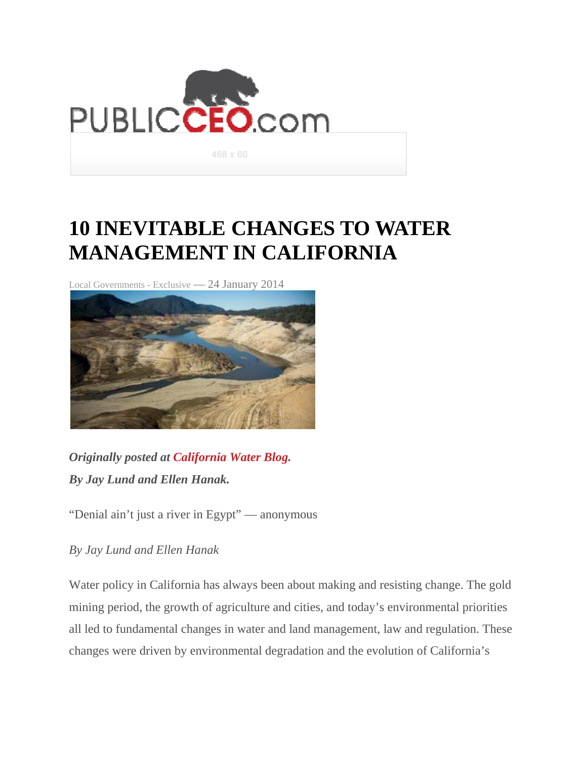# 10 INEVITABLE CHANGES TO WATER MANAGEMENT IN CALIFORNIA

Local Governments - Exclusive — 24 January 2014

***Originally posted at California Water Blog.***
***By Jay Lund and Ellen Hanak.***

“Denial ain’t just a river in Egypt” — anonymous

*By Jay Lund and Ellen Hanak*

Water policy in California has always been about making and resisting change. The gold mining period, the growth of agriculture and cities, and today’s environmental priorities all led to fundamental changes in water and land management, law and regulation. These changes were driven by environmental degradation and the evolution of California’s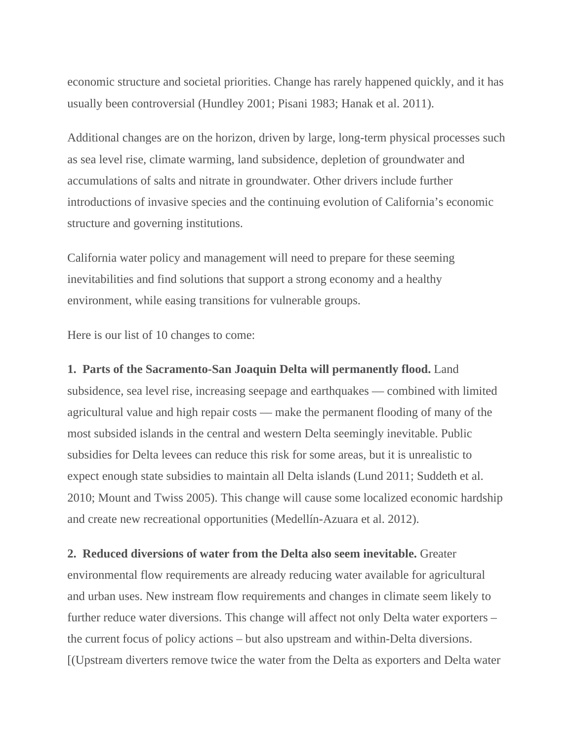economic structure and societal priorities. Change has rarely happened quickly, and it has usually been controversial (Hundley 2001; Pisani 1983; Hanak et al. 2011).

Additional changes are on the horizon, driven by large, long-term physical processes such as sea level rise, climate warming, land subsidence, depletion of groundwater and accumulations of salts and nitrate in groundwater. Other drivers include further introductions of invasive species and the continuing evolution of California's economic structure and governing institutions.

California water policy and management will need to prepare for these seeming inevitabilities and find solutions that support a strong economy and a healthy environment, while easing transitions for vulnerable groups.

Here is our list of 10 changes to come:

**1. Parts of the Sacramento-San Joaquin Delta will permanently flood.** Land subsidence, sea level rise, increasing seepage and earthquakes — combined with limited agricultural value and high repair costs — make the permanent flooding of many of the most subsided islands in the central and western Delta seemingly inevitable. Public subsidies for Delta levees can reduce this risk for some areas, but it is unrealistic to expect enough state subsidies to maintain all Delta islands (Lund 2011; Suddeth et al. 2010; Mount and Twiss 2005). This change will cause some localized economic hardship and create new recreational opportunities (Medellín-Azuara et al. 2012).

**2. Reduced diversions of water from the Delta also seem inevitable.** Greater environmental flow requirements are already reducing water available for agricultural and urban uses. New instream flow requirements and changes in climate seem likely to further reduce water diversions. This change will affect not only Delta water exporters – the current focus of policy actions – but also upstream and within-Delta diversions. [(Upstream diverters remove twice the water from the Delta as exporters and Delta water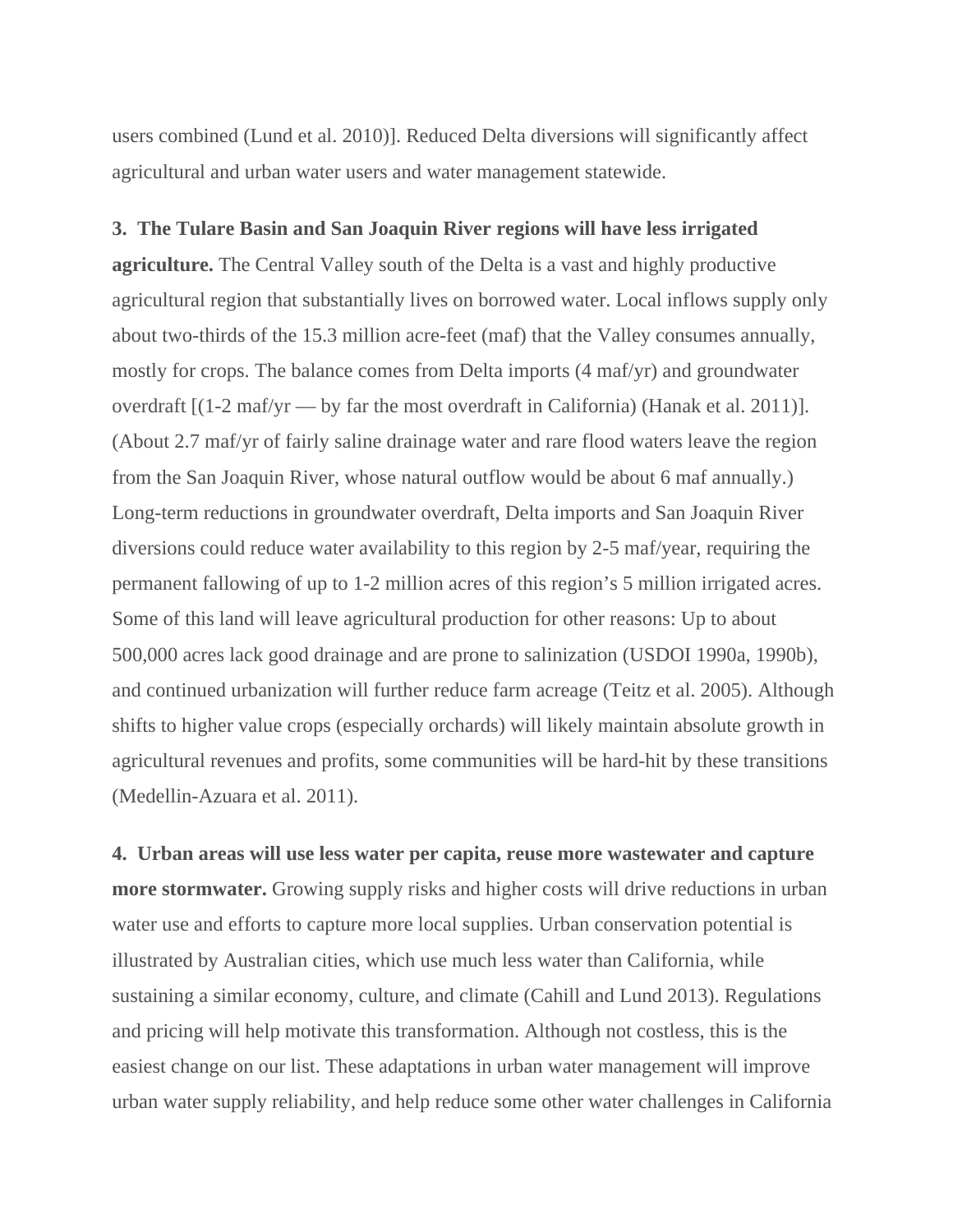users combined (Lund et al. 2010)]. Reduced Delta diversions will significantly affect agricultural and urban water users and water management statewide.

**3. The Tulare Basin and San Joaquin River regions will have less irrigated agriculture.** The Central Valley south of the Delta is a vast and highly productive agricultural region that substantially lives on borrowed water. Local inflows supply only about two-thirds of the 15.3 million acre-feet (maf) that the Valley consumes annually, mostly for crops. The balance comes from Delta imports (4 maf/yr) and groundwater overdraft [(1-2 maf/yr — by far the most overdraft in California) (Hanak et al. 2011)]. (About 2.7 maf/yr of fairly saline drainage water and rare flood waters leave the region from the San Joaquin River, whose natural outflow would be about 6 maf annually.) Long-term reductions in groundwater overdraft, Delta imports and San Joaquin River diversions could reduce water availability to this region by 2-5 maf/year, requiring the permanent fallowing of up to 1-2 million acres of this region's 5 million irrigated acres. Some of this land will leave agricultural production for other reasons: Up to about 500,000 acres lack good drainage and are prone to salinization (USDOI 1990a, 1990b), and continued urbanization will further reduce farm acreage (Teitz et al. 2005). Although shifts to higher value crops (especially orchards) will likely maintain absolute growth in agricultural revenues and profits, some communities will be hard-hit by these transitions (Medellin-Azuara et al. 2011).

**4. Urban areas will use less water per capita, reuse more wastewater and capture more stormwater.** Growing supply risks and higher costs will drive reductions in urban water use and efforts to capture more local supplies. Urban conservation potential is illustrated by Australian cities, which use much less water than California, while sustaining a similar economy, culture, and climate (Cahill and Lund 2013). Regulations and pricing will help motivate this transformation. Although not costless, this is the easiest change on our list. These adaptations in urban water management will improve urban water supply reliability, and help reduce some other water challenges in California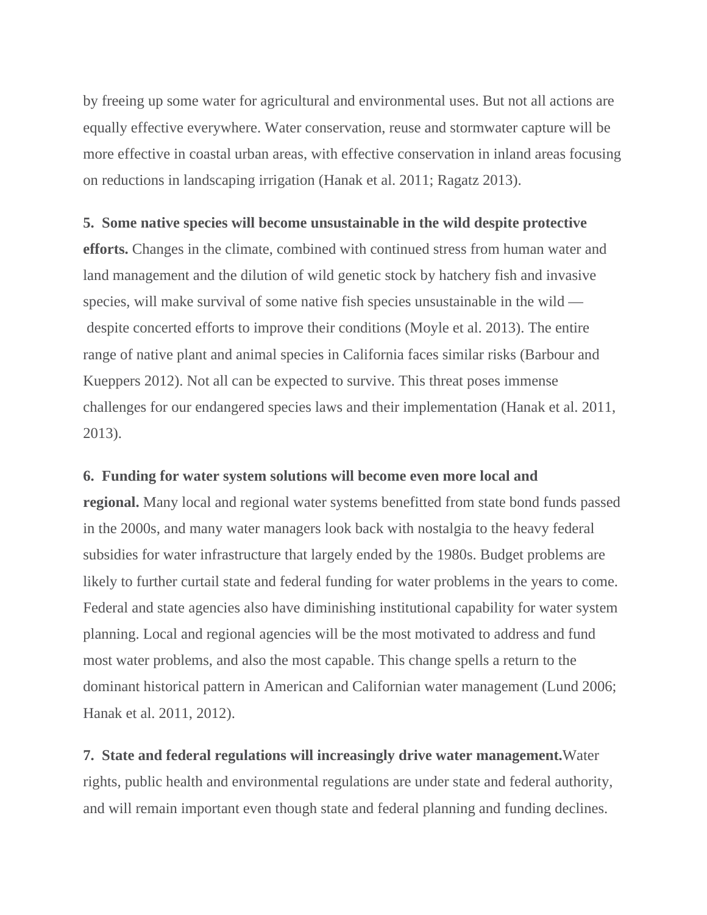by freeing up some water for agricultural and environmental uses. But not all actions are equally effective everywhere. Water conservation, reuse and stormwater capture will be more effective in coastal urban areas, with effective conservation in inland areas focusing on reductions in landscaping irrigation (Hanak et al. 2011; Ragatz 2013).

**5. Some native species will become unsustainable in the wild despite protective efforts.** Changes in the climate, combined with continued stress from human water and land management and the dilution of wild genetic stock by hatchery fish and invasive species, will make survival of some native fish species unsustainable in the wild — despite concerted efforts to improve their conditions (Moyle et al. 2013). The entire range of native plant and animal species in California faces similar risks (Barbour and Kueppers 2012). Not all can be expected to survive. This threat poses immense challenges for our endangered species laws and their implementation (Hanak et al. 2011, 2013).

**6. Funding for water system solutions will become even more local and regional.** Many local and regional water systems benefitted from state bond funds passed in the 2000s, and many water managers look back with nostalgia to the heavy federal subsidies for water infrastructure that largely ended by the 1980s. Budget problems are likely to further curtail state and federal funding for water problems in the years to come. Federal and state agencies also have diminishing institutional capability for water system planning. Local and regional agencies will be the most motivated to address and fund most water problems, and also the most capable. This change spells a return to the dominant historical pattern in American and Californian water management (Lund 2006; Hanak et al. 2011, 2012).

**7. State and federal regulations will increasingly drive water management.** Water rights, public health and environmental regulations are under state and federal authority, and will remain important even though state and federal planning and funding declines.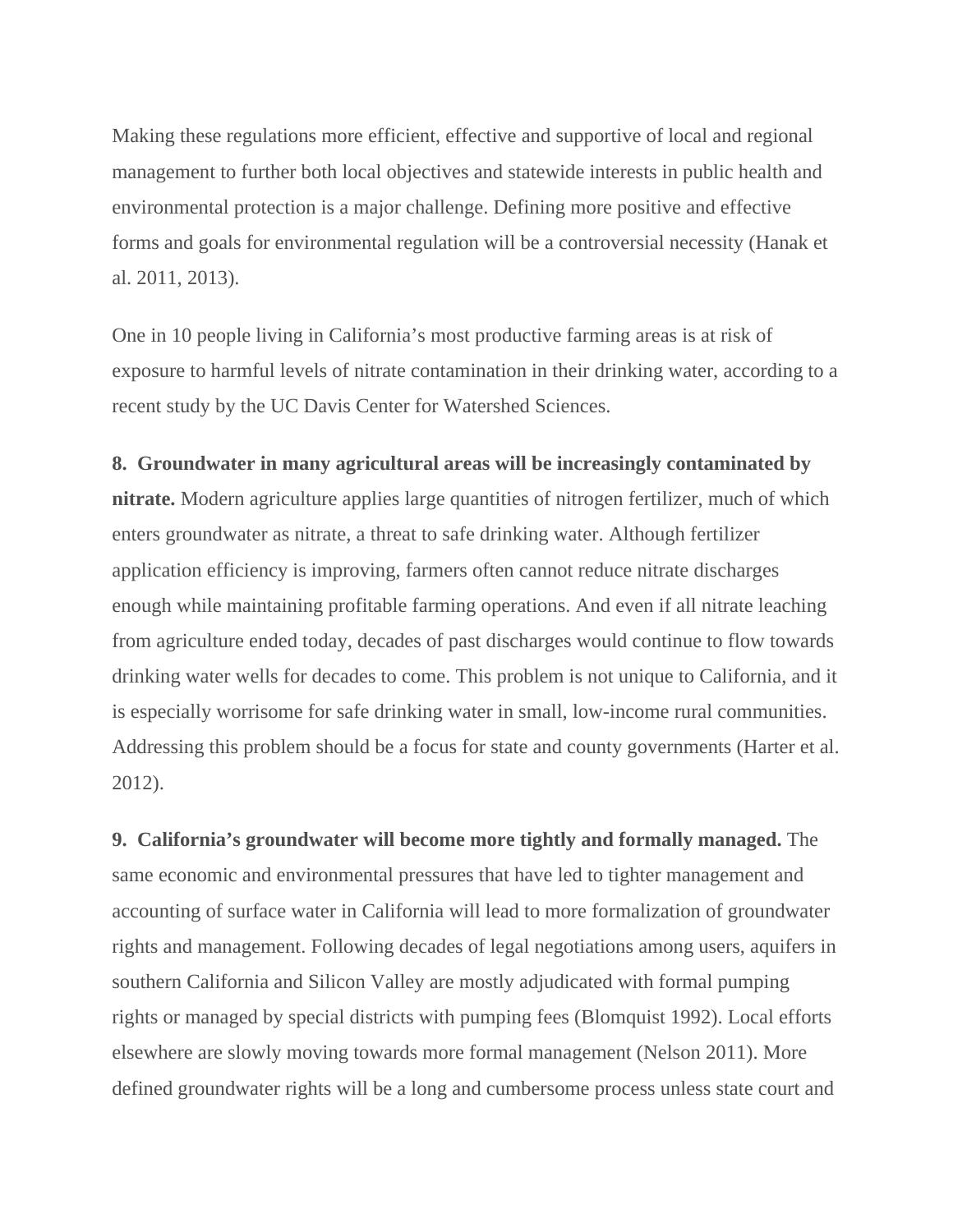Making these regulations more efficient, effective and supportive of local and regional management to further both local objectives and statewide interests in public health and environmental protection is a major challenge. Defining more positive and effective forms and goals for environmental regulation will be a controversial necessity (Hanak et al. 2011, 2013).

One in 10 people living in California's most productive farming areas is at risk of exposure to harmful levels of nitrate contamination in their drinking water, according to a recent study by the UC Davis Center for Watershed Sciences.

**8. Groundwater in many agricultural areas will be increasingly contaminated by nitrate.** Modern agriculture applies large quantities of nitrogen fertilizer, much of which enters groundwater as nitrate, a threat to safe drinking water. Although fertilizer application efficiency is improving, farmers often cannot reduce nitrate discharges enough while maintaining profitable farming operations. And even if all nitrate leaching from agriculture ended today, decades of past discharges would continue to flow towards drinking water wells for decades to come. This problem is not unique to California, and it is especially worrisome for safe drinking water in small, low-income rural communities. Addressing this problem should be a focus for state and county governments (Harter et al. 2012).

**9. California's groundwater will become more tightly and formally managed.** The same economic and environmental pressures that have led to tighter management and accounting of surface water in California will lead to more formalization of groundwater rights and management. Following decades of legal negotiations among users, aquifers in southern California and Silicon Valley are mostly adjudicated with formal pumping rights or managed by special districts with pumping fees (Blomquist 1992). Local efforts elsewhere are slowly moving towards more formal management (Nelson 2011). More defined groundwater rights will be a long and cumbersome process unless state court and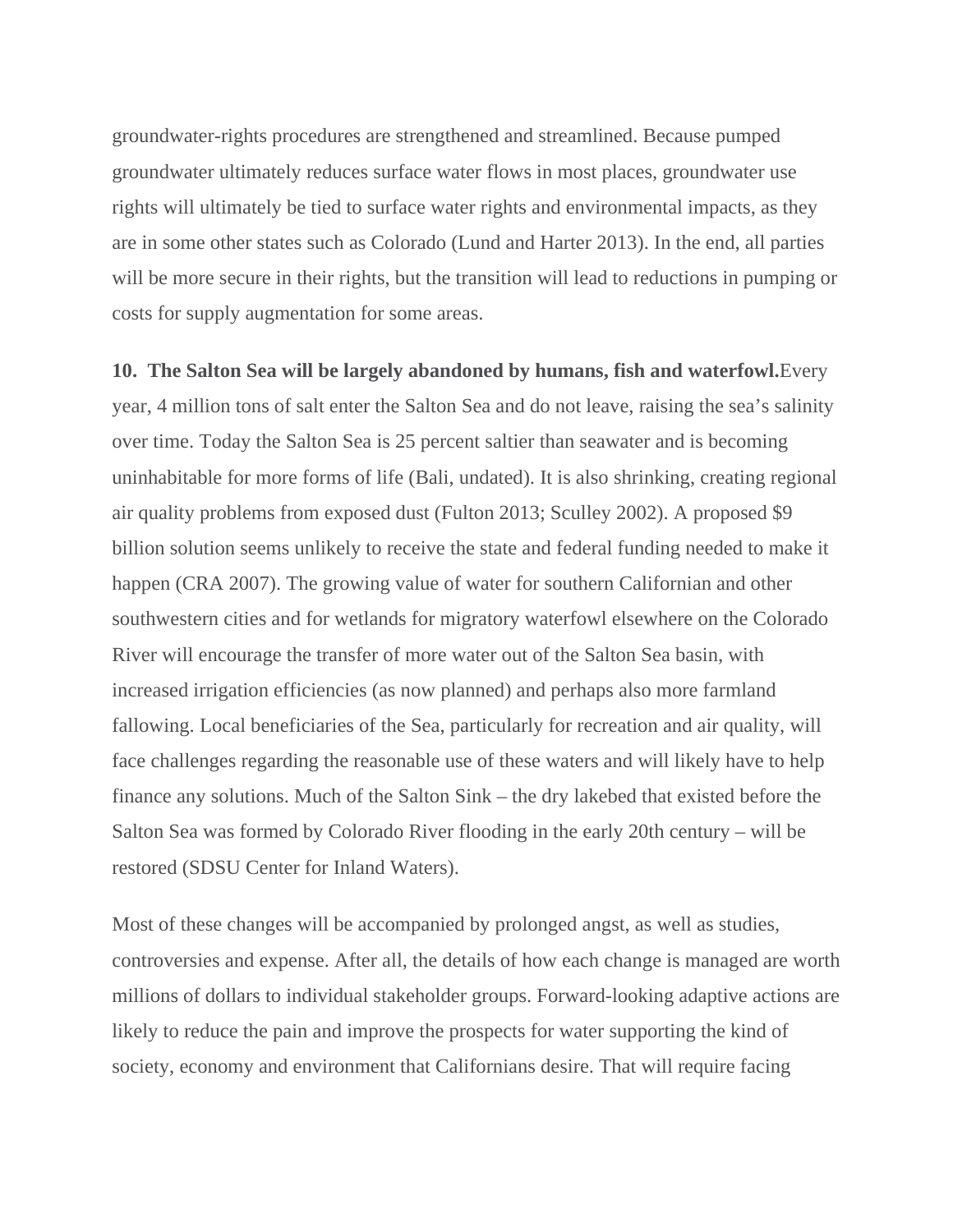groundwater-rights procedures are strengthened and streamlined. Because pumped groundwater ultimately reduces surface water flows in most places, groundwater use rights will ultimately be tied to surface water rights and environmental impacts, as they are in some other states such as Colorado (Lund and Harter 2013). In the end, all parties will be more secure in their rights, but the transition will lead to reductions in pumping or costs for supply augmentation for some areas.

**10. The Salton Sea will be largely abandoned by humans, fish and waterfowl.**Every year, 4 million tons of salt enter the Salton Sea and do not leave, raising the sea's salinity over time. Today the Salton Sea is 25 percent saltier than seawater and is becoming uninhabitable for more forms of life (Bali, undated). It is also shrinking, creating regional air quality problems from exposed dust (Fulton 2013; Sculley 2002). A proposed $9 billion solution seems unlikely to receive the state and federal funding needed to make it happen (CRA 2007). The growing value of water for southern Californian and other southwestern cities and for wetlands for migratory waterfowl elsewhere on the Colorado River will encourage the transfer of more water out of the Salton Sea basin, with increased irrigation efficiencies (as now planned) and perhaps also more farmland fallowing. Local beneficiaries of the Sea, particularly for recreation and air quality, will face challenges regarding the reasonable use of these waters and will likely have to help finance any solutions. Much of the Salton Sink – the dry lakebed that existed before the Salton Sea was formed by Colorado River flooding in the early 20th century – will be restored (SDSU Center for Inland Waters).

Most of these changes will be accompanied by prolonged angst, as well as studies, controversies and expense. After all, the details of how each change is managed are worth millions of dollars to individual stakeholder groups. Forward-looking adaptive actions are likely to reduce the pain and improve the prospects for water supporting the kind of society, economy and environment that Californians desire. That will require facing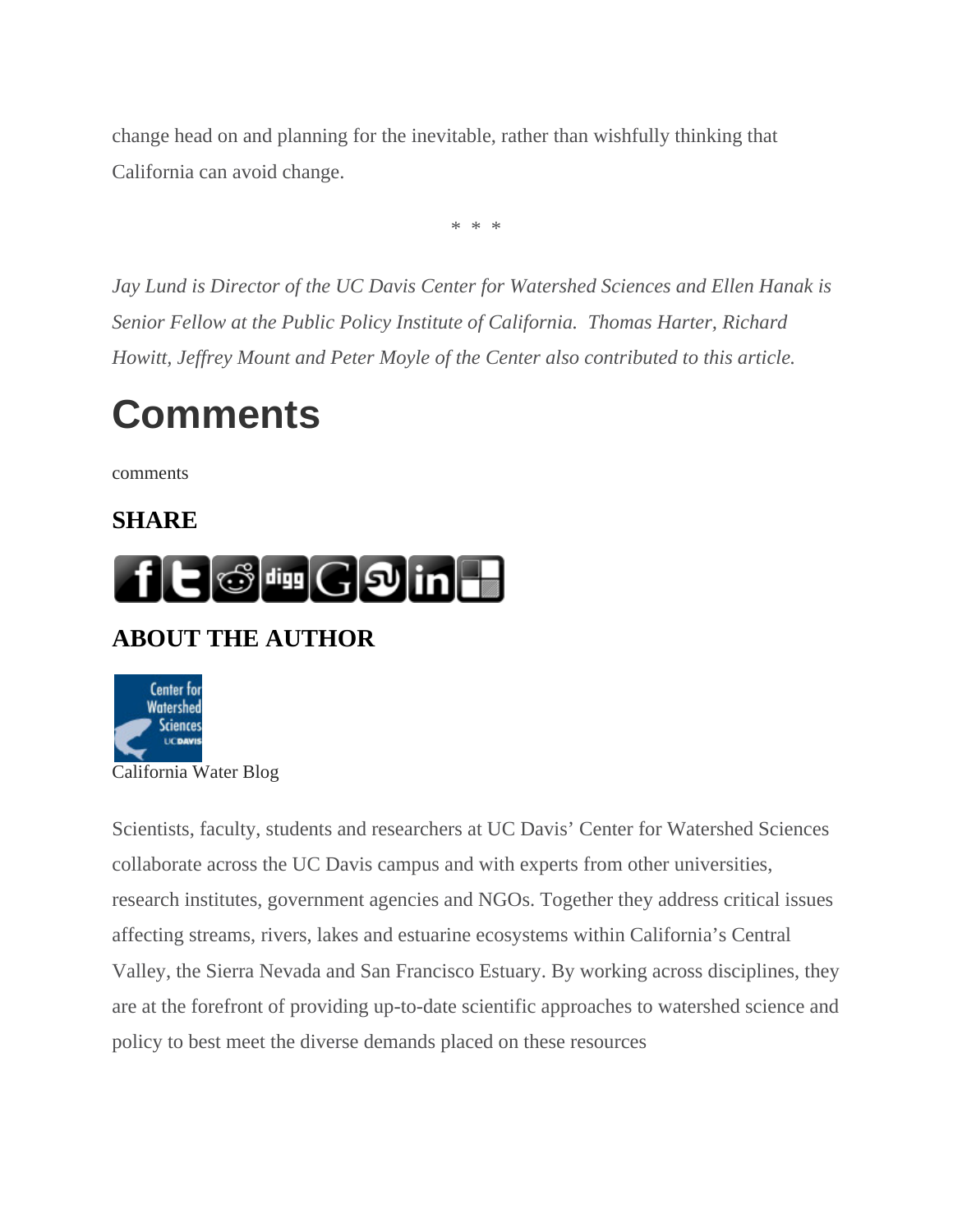change head on and planning for the inevitable, rather than wishfully thinking that California can avoid change.

\* \* \*

*Jay Lund is Director of the UC Davis Center for Watershed Sciences and Ellen Hanak is Senior Fellow at the Public Policy Institute of California. Thomas Harter, Richard Howitt, Jeffrey Mount and Peter Moyle of the Center also contributed to this article.*

# Comments

comments

### SHARE

### ABOUT THE AUTHOR

California Water Blog

Scientists, faculty, students and researchers at UC Davis' Center for Watershed Sciences collaborate across the UC Davis campus and with experts from other universities, research institutes, government agencies and NGOs. Together they address critical issues affecting streams, rivers, lakes and estuarine ecosystems within California's Central Valley, the Sierra Nevada and San Francisco Estuary. By working across disciplines, they are at the forefront of providing up-to-date scientific approaches to watershed science and policy to best meet the diverse demands placed on these resources